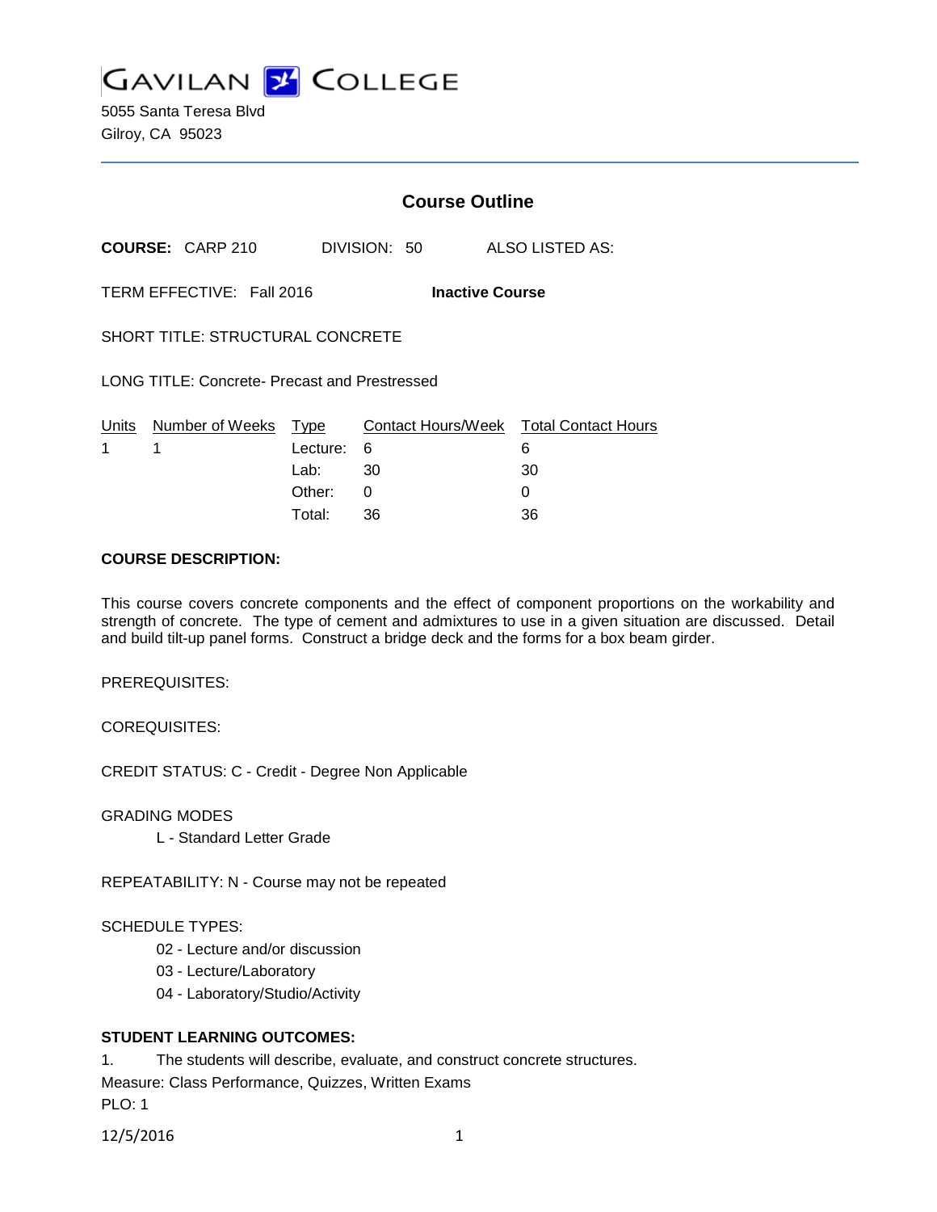# GAVILAN COLLEGE

5055 Santa Teresa Blvd
Gilroy, CA 95023

## Course Outline

**COURSE:** CARP 210 DIVISION: 50 ALSO LISTED AS:

TERM EFFECTIVE: Fall 2016 **Inactive Course**

SHORT TITLE: STRUCTURAL CONCRETE

LONG TITLE: Concrete- Precast and Prestressed

| Units | Number of Weeks | Type | Contact Hours/Week | Total Contact Hours |
|---|---|---|---|---|
| 1 | 1 | Lecture: | 6 | 6 |
| | | Lab: | 30 | 30 |
| | | Other: | 0 | 0 |
| | | Total: | 36 | 36 |

**COURSE DESCRIPTION:**

This course covers concrete components and the effect of component proportions on the workability and strength of concrete. The type of cement and admixtures to use in a given situation are discussed. Detail and build tilt-up panel forms. Construct a bridge deck and the forms for a box beam girder.

PREREQUISITES:

COREQUISITES:

CREDIT STATUS: C - Credit - Degree Non Applicable

GRADING MODES

L - Standard Letter Grade

REPEATABILITY: N - Course may not be repeated

SCHEDULE TYPES:

02 - Lecture and/or discussion

03 - Lecture/Laboratory

04 - Laboratory/Studio/Activity

**STUDENT LEARNING OUTCOMES:**

1. The students will describe, evaluate, and construct concrete structures.

Measure: Class Performance, Quizzes, Written Exams

PLO: 1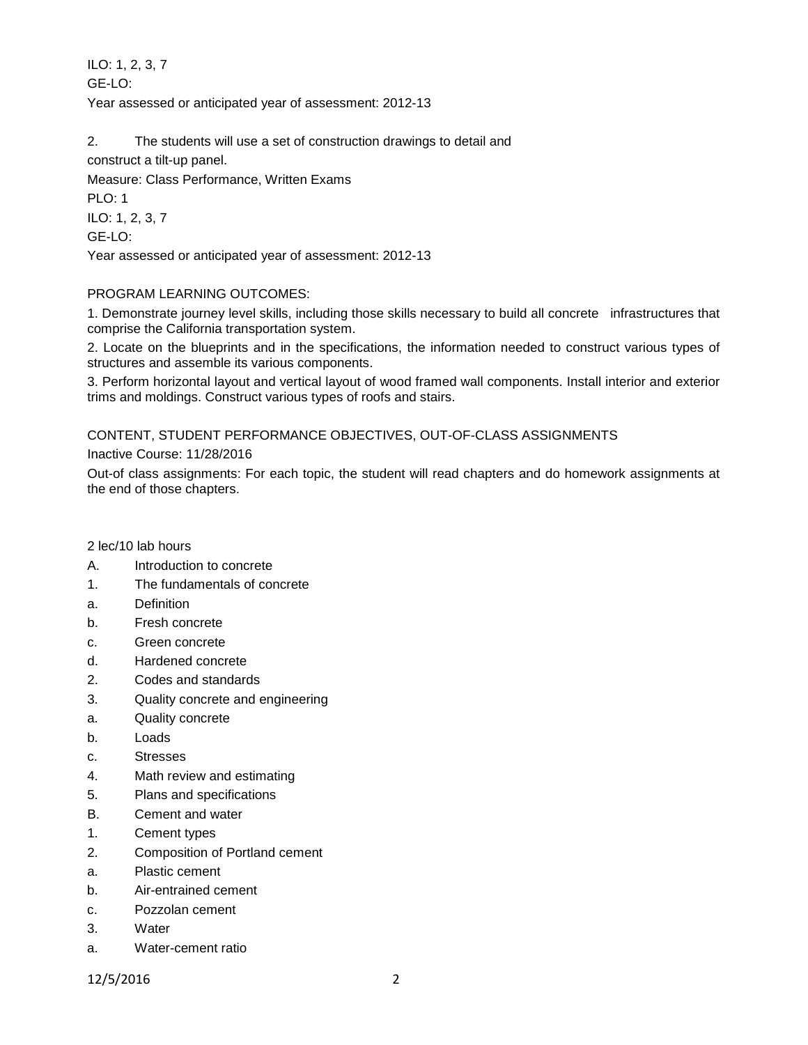ILO: 1, 2, 3, 7

GE-LO:

Year assessed or anticipated year of assessment: 2012-13

2. The students will use a set of construction drawings to detail and construct a tilt-up panel.

Measure: Class Performance, Written Exams

PLO: 1

ILO: 1, 2, 3, 7

GE-LO:

Year assessed or anticipated year of assessment: 2012-13

PROGRAM LEARNING OUTCOMES:

1. Demonstrate journey level skills, including those skills necessary to build all concrete infrastructures that comprise the California transportation system.
2. Locate on the blueprints and in the specifications, the information needed to construct various types of structures and assemble its various components.
3. Perform horizontal layout and vertical layout of wood framed wall components. Install interior and exterior trims and moldings. Construct various types of roofs and stairs.

CONTENT, STUDENT PERFORMANCE OBJECTIVES, OUT-OF-CLASS ASSIGNMENTS

Inactive Course: 11/28/2016

Out-of class assignments: For each topic, the student will read chapters and do homework assignments at the end of those chapters.

2 lec/10 lab hours

A. Introduction to concrete
1. The fundamentals of concrete
a. Definition
b. Fresh concrete
c. Green concrete
d. Hardened concrete
2. Codes and standards
3. Quality concrete and engineering
a. Quality concrete
b. Loads
c. Stresses
4. Math review and estimating
5. Plans and specifications

B. Cement and water
1. Cement types
2. Composition of Portland cement
a. Plastic cement
b. Air-entrained cement
c. Pozzolan cement
3. Water
a. Water-cement ratio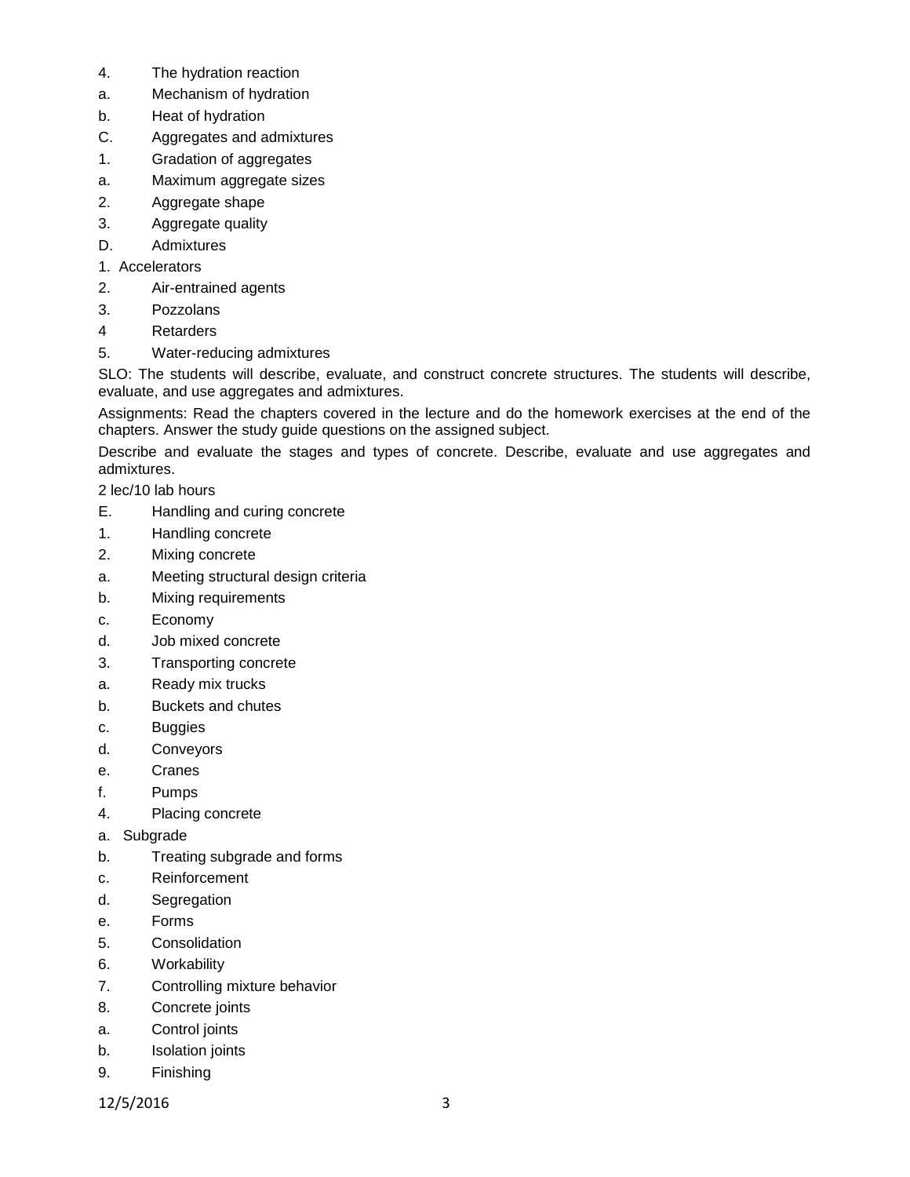4. The hydration reaction

a. Mechanism of hydration

b. Heat of hydration

C. Aggregates and admixtures

1. Gradation of aggregates

a. Maximum aggregate sizes

2. Aggregate shape

3. Aggregate quality

D. Admixtures

1. Accelerators

2. Air-entrained agents

3. Pozzolans

4 Retarders

5. Water-reducing admixtures

SLO: The students will describe, evaluate, and construct concrete structures. The students will describe, evaluate, and use aggregates and admixtures.

Assignments: Read the chapters covered in the lecture and do the homework exercises at the end of the chapters. Answer the study guide questions on the assigned subject.

Describe and evaluate the stages and types of concrete. Describe, evaluate and use aggregates and admixtures.

2 lec/10 lab hours

E. Handling and curing concrete

1. Handling concrete

2. Mixing concrete

a. Meeting structural design criteria

b. Mixing requirements

c. Economy

d. Job mixed concrete

3. Transporting concrete

a. Ready mix trucks

b. Buckets and chutes

c. Buggies

d. Conveyors

e. Cranes

f. Pumps

4. Placing concrete

a. Subgrade

b. Treating subgrade and forms

c. Reinforcement

d. Segregation

e. Forms

5. Consolidation

6. Workability

7. Controlling mixture behavior

8. Concrete joints

a. Control joints

b. Isolation joints

9. Finishing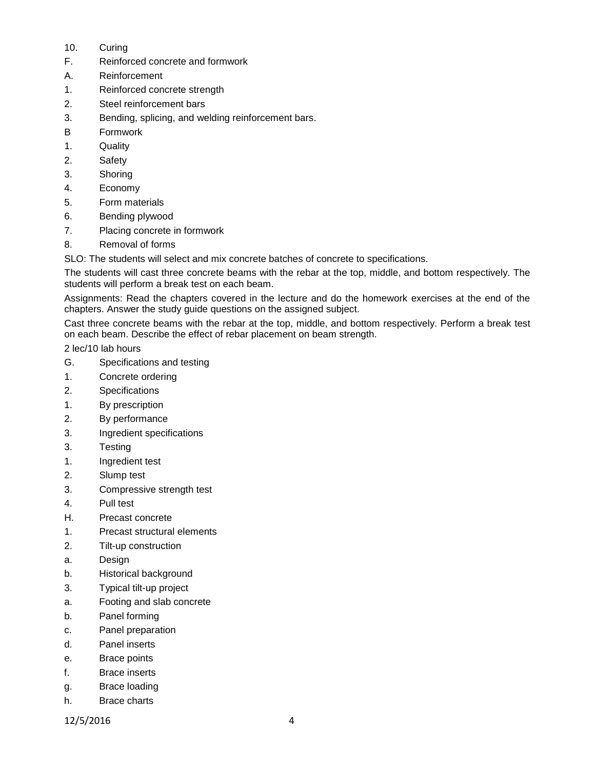10. Curing

F. Reinforced concrete and formwork

A. Reinforcement

1. Reinforced concrete strength
2. Steel reinforcement bars
3. Bending, splicing, and welding reinforcement bars.

B Formwork

1. Quality
2. Safety
3. Shoring
4. Economy
5. Form materials
6. Bending plywood
7. Placing concrete in formwork
8. Removal of forms

SLO: The students will select and mix concrete batches of concrete to specifications.

The students will cast three concrete beams with the rebar at the top, middle, and bottom respectively. The students will perform a break test on each beam.

Assignments: Read the chapters covered in the lecture and do the homework exercises at the end of the chapters. Answer the study guide questions on the assigned subject.

Cast three concrete beams with the rebar at the top, middle, and bottom respectively. Perform a break test on each beam. Describe the effect of rebar placement on beam strength.

2 lec/10 lab hours

G. Specifications and testing

1. Concrete ordering
2. Specifications
   1. By prescription
   2. By performance
   3. Ingredient specifications
3. Testing
   1. Ingredient test
   2. Slump test
   3. Compressive strength test
   4. Pull test

H. Precast concrete

1. Precast structural elements
2. Tilt-up construction
   a. Design
   b. Historical background
3. Typical tilt-up project
   a. Footing and slab concrete
   b. Panel forming
   c. Panel preparation
   d. Panel inserts
   e. Brace points
   f. Brace inserts
   g. Brace loading
   h. Brace charts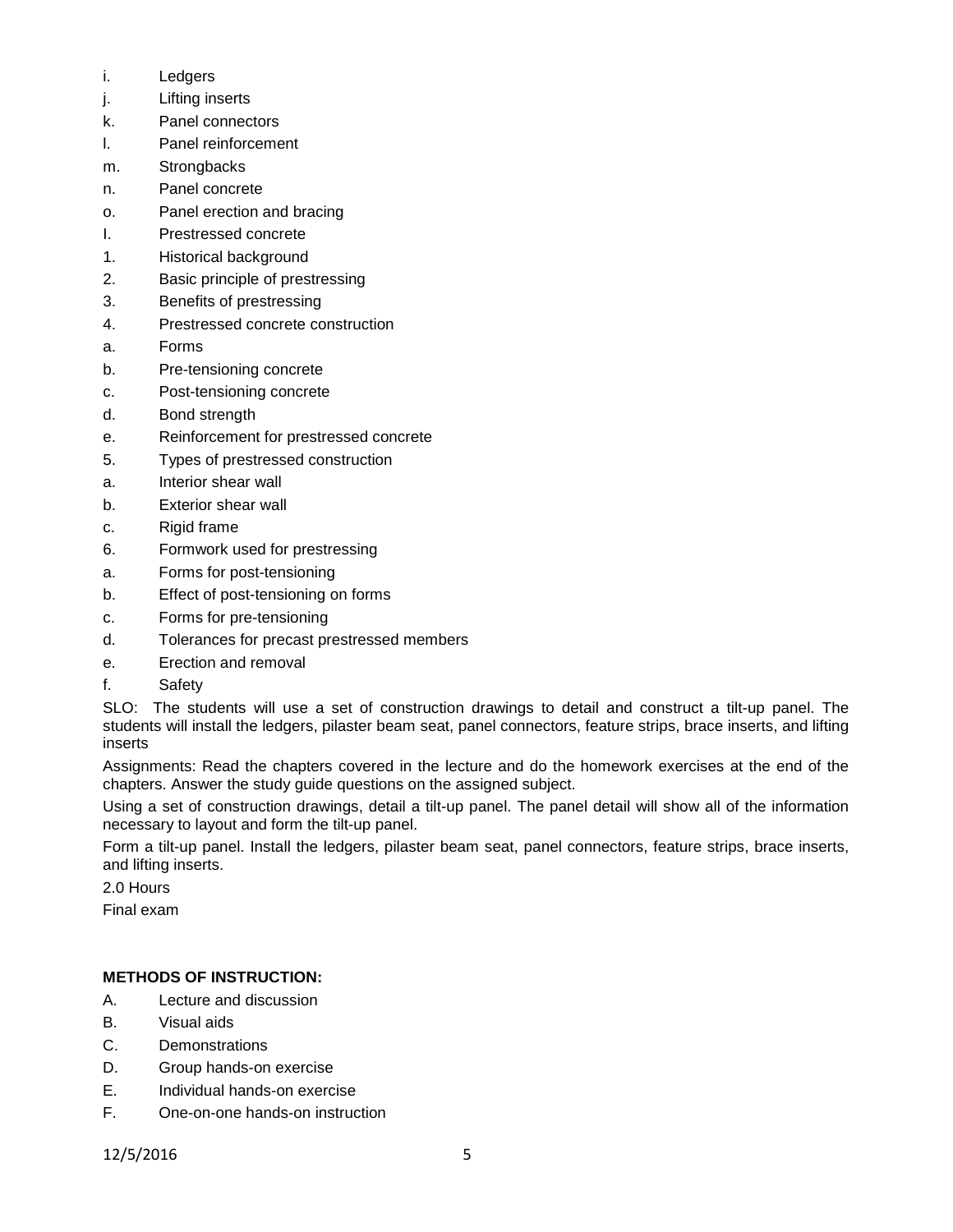i. Ledgers
j. Lifting inserts
k. Panel connectors
l. Panel reinforcement
m. Strongbacks
n. Panel concrete
o. Panel erection and bracing

I. Prestressed concrete
1. Historical background
2. Basic principle of prestressing
3. Benefits of prestressing
4. Prestressed concrete construction
a. Forms
b. Pre-tensioning concrete
c. Post-tensioning concrete
d. Bond strength
e. Reinforcement for prestressed concrete
5. Types of prestressed construction
a. Interior shear wall
b. Exterior shear wall
c. Rigid frame
6. Formwork used for prestressing
a. Forms for post-tensioning
b. Effect of post-tensioning on forms
c. Forms for pre-tensioning
d. Tolerances for precast prestressed members
e. Erection and removal
f. Safety

SLO: The students will use a set of construction drawings to detail and construct a tilt-up panel. The students will install the ledgers, pilaster beam seat, panel connectors, feature strips, brace inserts, and lifting inserts

Assignments: Read the chapters covered in the lecture and do the homework exercises at the end of the chapters. Answer the study guide questions on the assigned subject.

Using a set of construction drawings, detail a tilt-up panel. The panel detail will show all of the information necessary to layout and form the tilt-up panel.

Form a tilt-up panel. Install the ledgers, pilaster beam seat, panel connectors, feature strips, brace inserts, and lifting inserts.

2.0 Hours

Final exam

**METHODS OF INSTRUCTION:**

A. Lecture and discussion
B. Visual aids
C. Demonstrations
D. Group hands-on exercise
E. Individual hands-on exercise
F. One-on-one hands-on instruction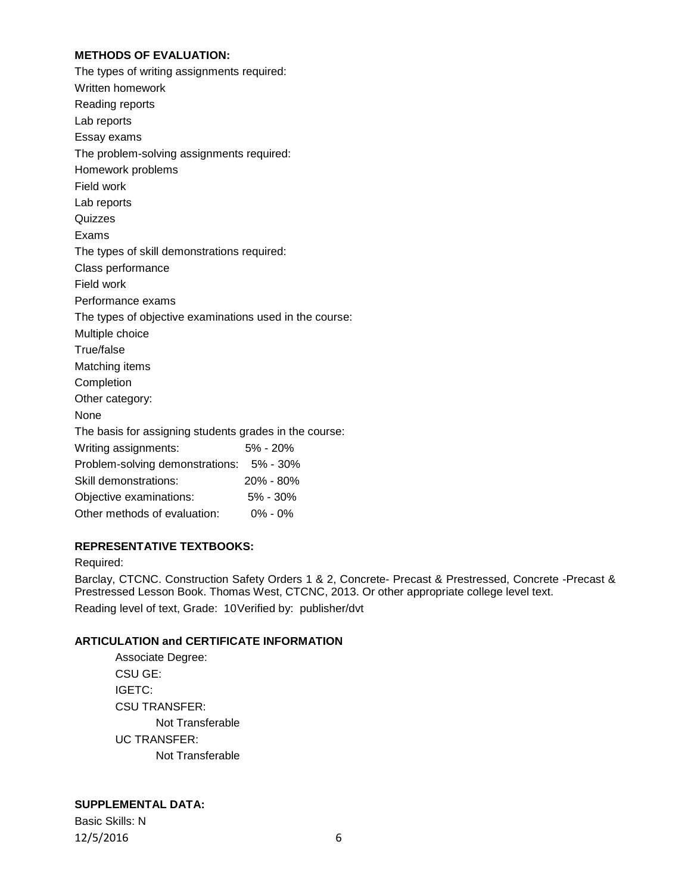**METHODS OF EVALUATION:**

The types of writing assignments required:

Written homework

Reading reports

Lab reports

Essay exams

The problem-solving assignments required:

Homework problems

Field work

Lab reports

Quizzes

Exams

The types of skill demonstrations required:

Class performance

Field work

Performance exams

The types of objective examinations used in the course:

Multiple choice

True/false

Matching items

Completion

Other category:

None

The basis for assigning students grades in the course:

| | |
|---|---|
| Writing assignments: | 5% - 20% |
| Problem-solving demonstrations: | 5% - 30% |
| Skill demonstrations: | 20% - 80% |
| Objective examinations: | 5% - 30% |
| Other methods of evaluation: | 0% - 0% |

**REPRESENTATIVE TEXTBOOKS:**

Required:

Barclay, CTCNC. Construction Safety Orders 1 & 2, Concrete- Precast & Prestressed, Concrete -Precast & Prestressed Lesson Book. Thomas West, CTCNC, 2013. Or other appropriate college level text.

Reading level of text, Grade: 10Verified by: publisher/dvt

**ARTICULATION and CERTIFICATE INFORMATION**

Associate Degree:

CSU GE:

IGETC:

CSU TRANSFER:

Not Transferable

UC TRANSFER:

Not Transferable

**SUPPLEMENTAL DATA:**

Basic Skills: N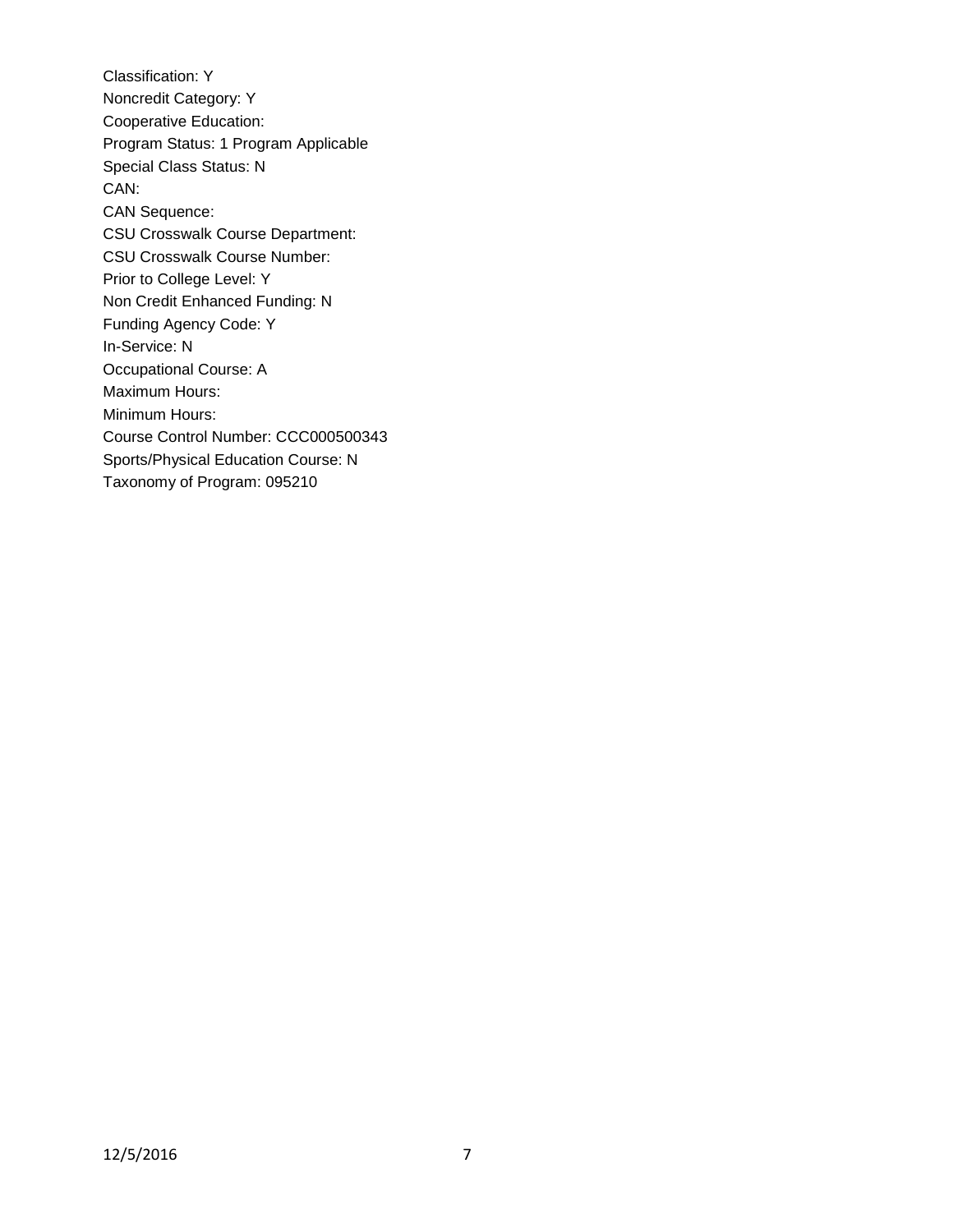Classification: Y
Noncredit Category: Y
Cooperative Education:
Program Status: 1 Program Applicable
Special Class Status: N
CAN:
CAN Sequence:
CSU Crosswalk Course Department:
CSU Crosswalk Course Number:
Prior to College Level: Y
Non Credit Enhanced Funding: N
Funding Agency Code: Y
In-Service: N
Occupational Course: A
Maximum Hours:
Minimum Hours:
Course Control Number: CCC000500343
Sports/Physical Education Course: N
Taxonomy of Program: 095210